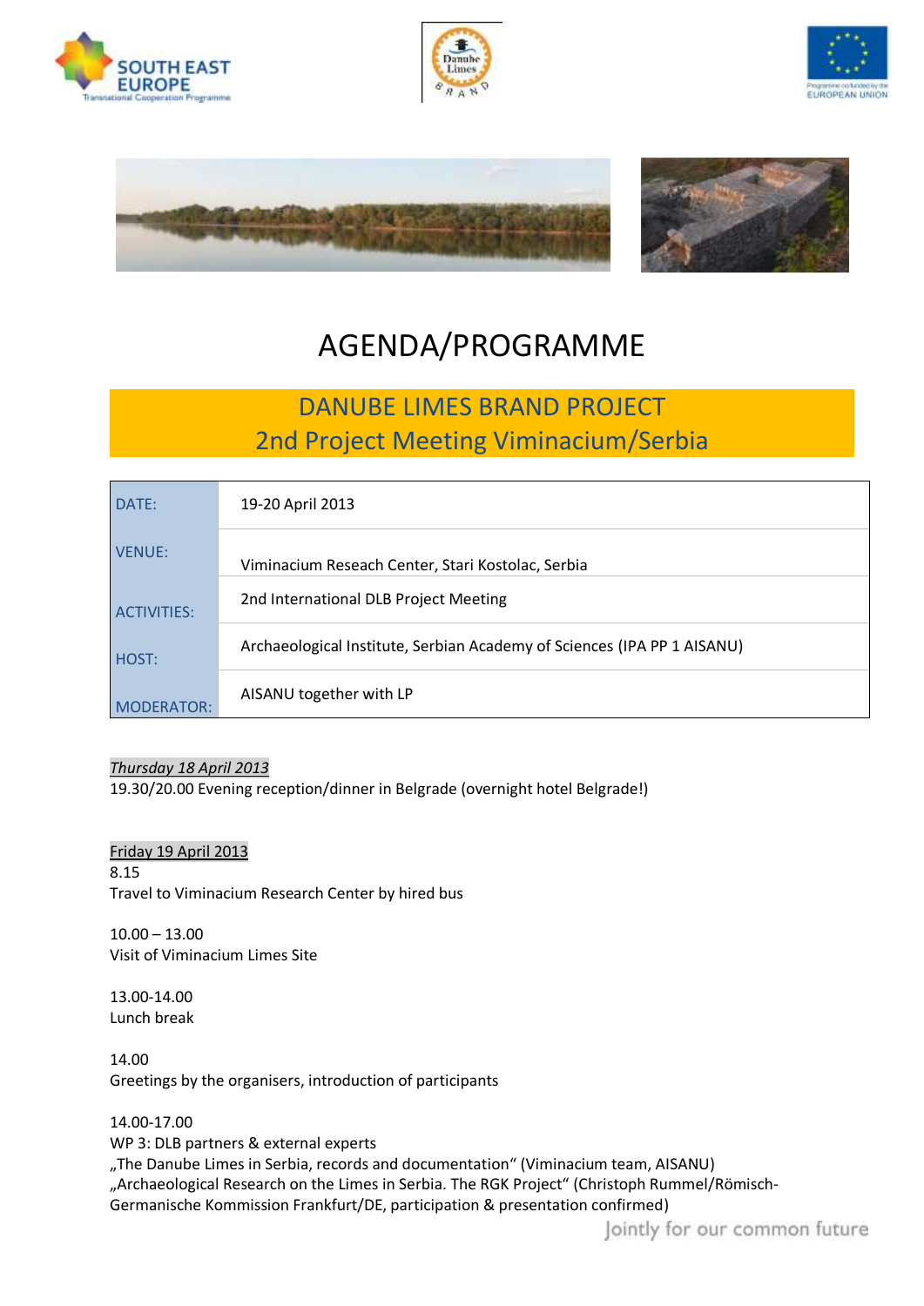# AGENDA/PROGRAMME

## DANUBE LIMES BRAND PROJECT
## 2nd Project Meeting Viminacium/Serbia

| | |
|---|---|
| DATE: | 19-20 April 2013 |
| VENUE: | Viminacium Reseach Center, Stari Kostolac, Serbia |
| ACTIVITIES: | 2nd International DLB Project Meeting |
| HOST: | Archaeological Institute, Serbian Academy of Sciences (IPA PP 1 AISANU) |
| MODERATOR: | AISANU together with LP |

*Thursday 18 April 2013*

19.30/20.00 Evening reception/dinner in Belgrade (overnight hotel Belgrade!)

Friday 19 April 2013

8.15
Travel to Viminacium Research Center by hired bus

10.00 – 13.00
Visit of Viminacium Limes Site

13.00-14.00
Lunch break

14.00
Greetings by the organisers, introduction of participants

14.00-17.00
WP 3: DLB partners & external experts
„The Danube Limes in Serbia, records and documentation" (Viminacium team, AISANU)
„Archaeological Research on the Limes in Serbia. The RGK Project" (Christoph Rummel/Römisch-Germanische Kommission Frankfurt/DE, participation & presentation confirmed)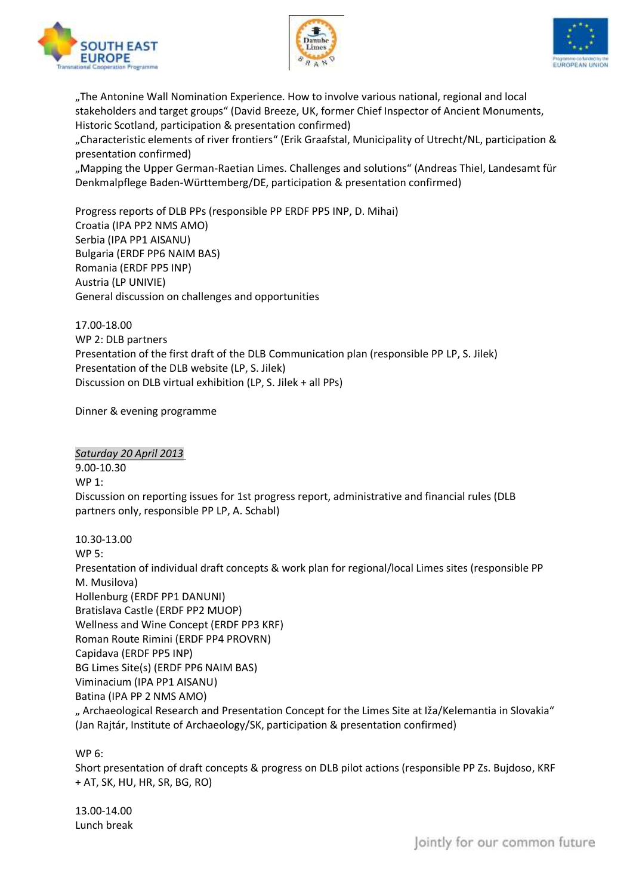„The Antonine Wall Nomination Experience. How to involve various national, regional and local stakeholders and target groups" (David Breeze, UK, former Chief Inspector of Ancient Monuments, Historic Scotland, participation & presentation confirmed)
„Characteristic elements of river frontiers" (Erik Graafstal, Municipality of Utrecht/NL, participation & presentation confirmed)
„Mapping the Upper German-Raetian Limes. Challenges and solutions" (Andreas Thiel, Landesamt für Denkmalpflege Baden-Württemberg/DE, participation & presentation confirmed)

Progress reports of DLB PPs (responsible PP ERDF PP5 INP, D. Mihai)
Croatia (IPA PP2 NMS AMO)
Serbia (IPA PP1 AISANU)
Bulgaria (ERDF PP6 NAIM BAS)
Romania (ERDF PP5 INP)
Austria (LP UNIVIE)
General discussion on challenges and opportunities

17.00-18.00
WP 2: DLB partners
Presentation of the first draft of the DLB Communication plan (responsible PP LP, S. Jilek)
Presentation of the DLB website (LP, S. Jilek)
Discussion on DLB virtual exhibition (LP, S. Jilek + all PPs)

Dinner & evening programme

*Saturday 20 April 2013*
9.00-10.30
WP 1:
Discussion on reporting issues for 1st progress report, administrative and financial rules (DLB partners only, responsible PP LP, A. Schabl)

10.30-13.00
WP 5:
Presentation of individual draft concepts & work plan for regional/local Limes sites (responsible PP M. Musilova)
Hollenburg (ERDF PP1 DANUNI)
Bratislava Castle (ERDF PP2 MUOP)
Wellness and Wine Concept (ERDF PP3 KRF)
Roman Route Rimini (ERDF PP4 PROVRN)
Capidava (ERDF PP5 INP)
BG Limes Site(s) (ERDF PP6 NAIM BAS)
Viminacium (IPA PP1 AISANU)
Batina (IPA PP 2 NMS AMO)
„ Archaeological Research and Presentation Concept for the Limes Site at Iža/Kelemantia in Slovakia" (Jan Rajtár, Institute of Archaeology/SK, participation & presentation confirmed)

WP 6:
Short presentation of draft concepts & progress on DLB pilot actions (responsible PP Zs. Bujdoso, KRF + AT, SK, HU, HR, SR, BG, RO)

13.00-14.00
Lunch break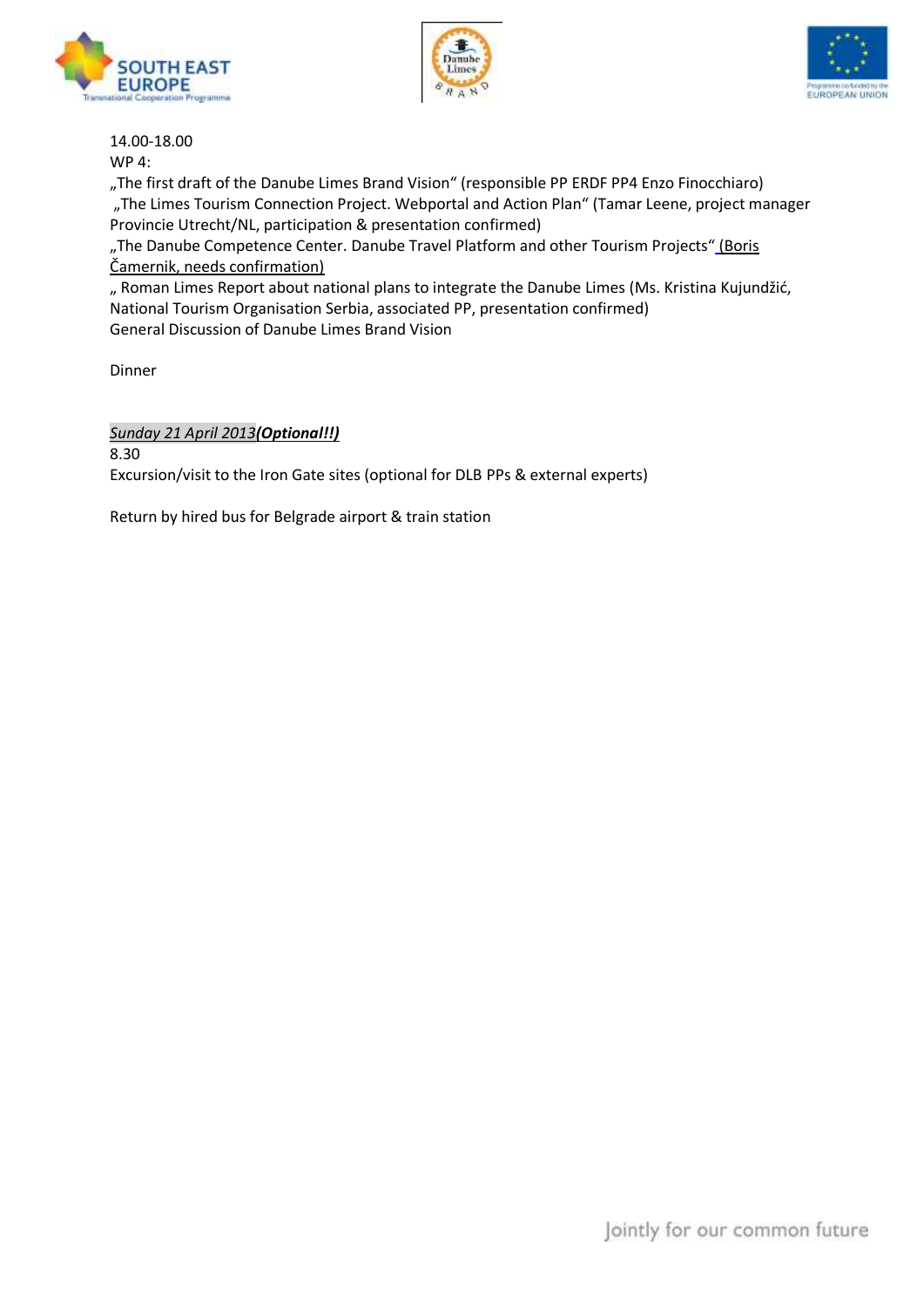14.00-18.00

WP 4:

„The first draft of the Danube Limes Brand Vision“ (responsible PP ERDF PP4 Enzo Finocchiaro)

„The Limes Tourism Connection Project. Webportal and Action Plan“ (Tamar Leene, project manager Provincie Utrecht/NL, participation & presentation confirmed)

„The Danube Competence Center. Danube Travel Platform and other Tourism Projects“ (Boris Čamernik, needs confirmation)

„ Roman Limes Report about national plans to integrate the Danube Limes (Ms. Kristina Kujundžić, National Tourism Organisation Serbia, associated PP, presentation confirmed)

General Discussion of Danube Limes Brand Vision

Dinner

*Sunday 21 April 2013* ***(Optional!!)***

8.30

Excursion/visit to the Iron Gate sites (optional for DLB PPs & external experts)

Return by hired bus for Belgrade airport & train station